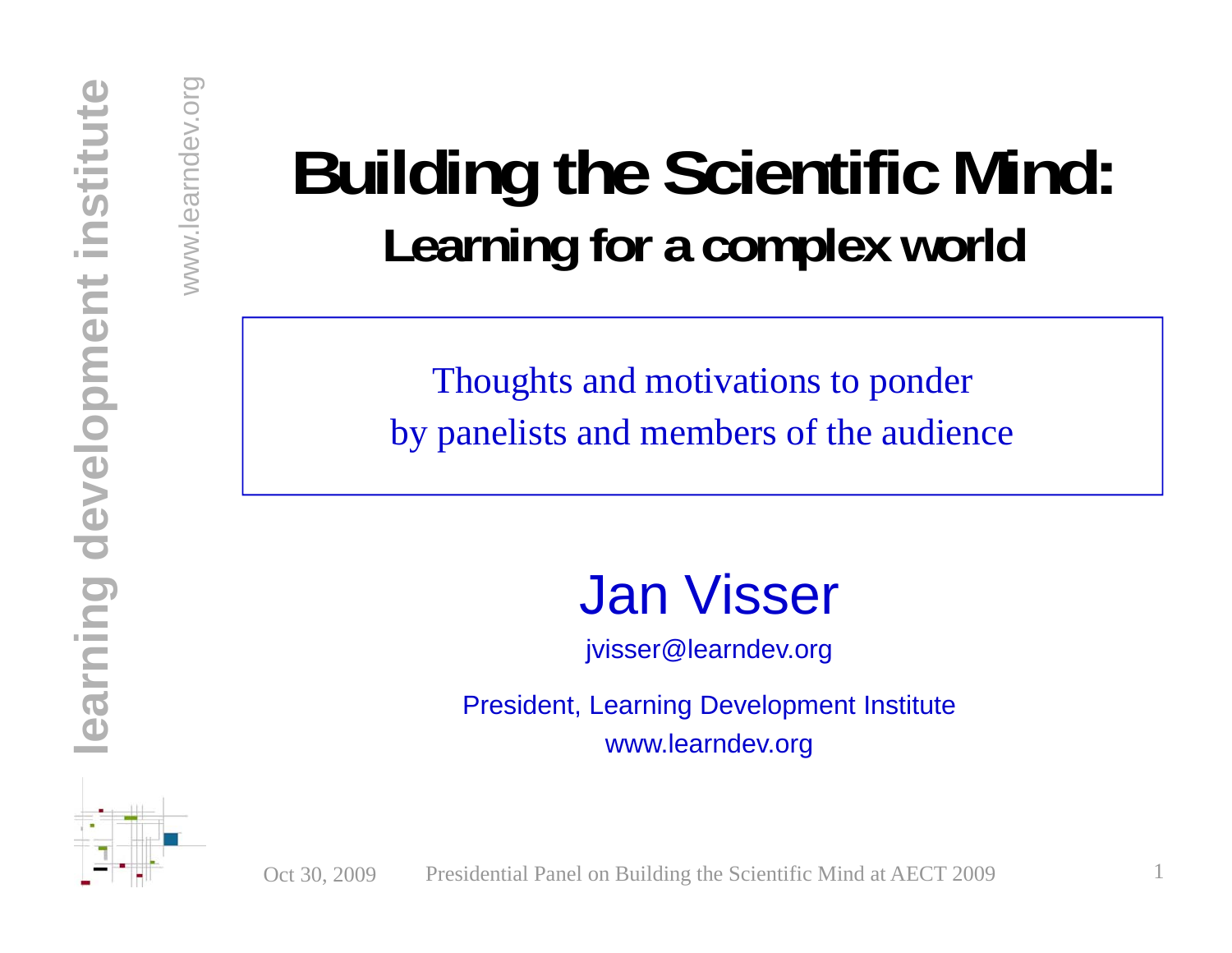# Building the Scientific Mind:

## Learning for a complex world

Thoughts and motivations to ponder
by panelists and members of the audience

Jan Visser

jvisser@learndev.org

President, Learning Development Institute
www.learndev.org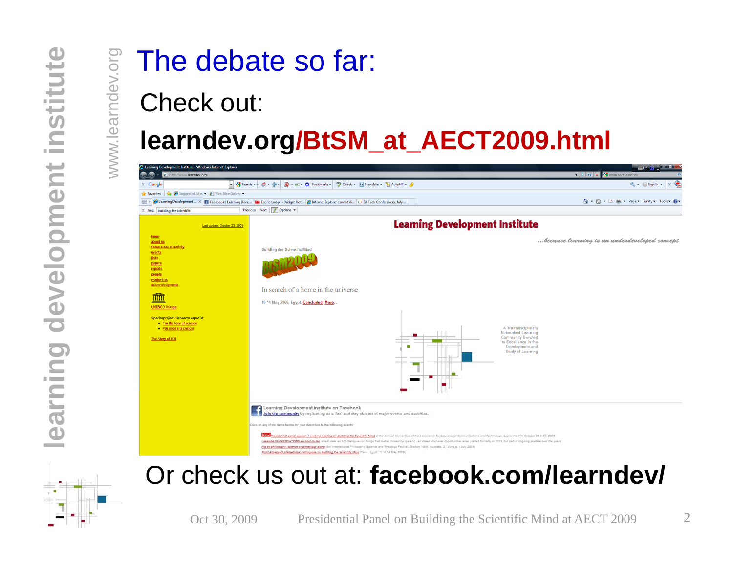# The debate so far:

Check out:

**learndev.org/BtSM_at_AECT2009.html**

Or check us out at: **facebook.com/learndev/**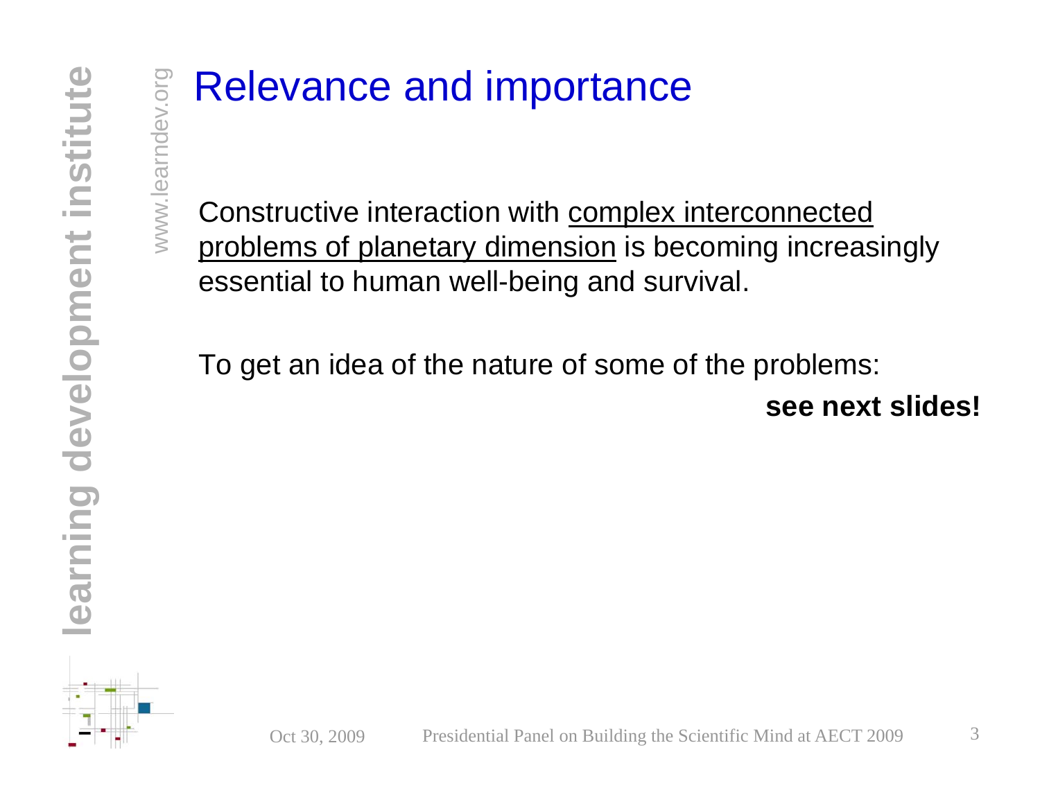# Relevance and importance

Constructive interaction with complex interconnected problems of planetary dimension is becoming increasingly essential to human well-being and survival.

To get an idea of the nature of some of the problems:

**see next slides!**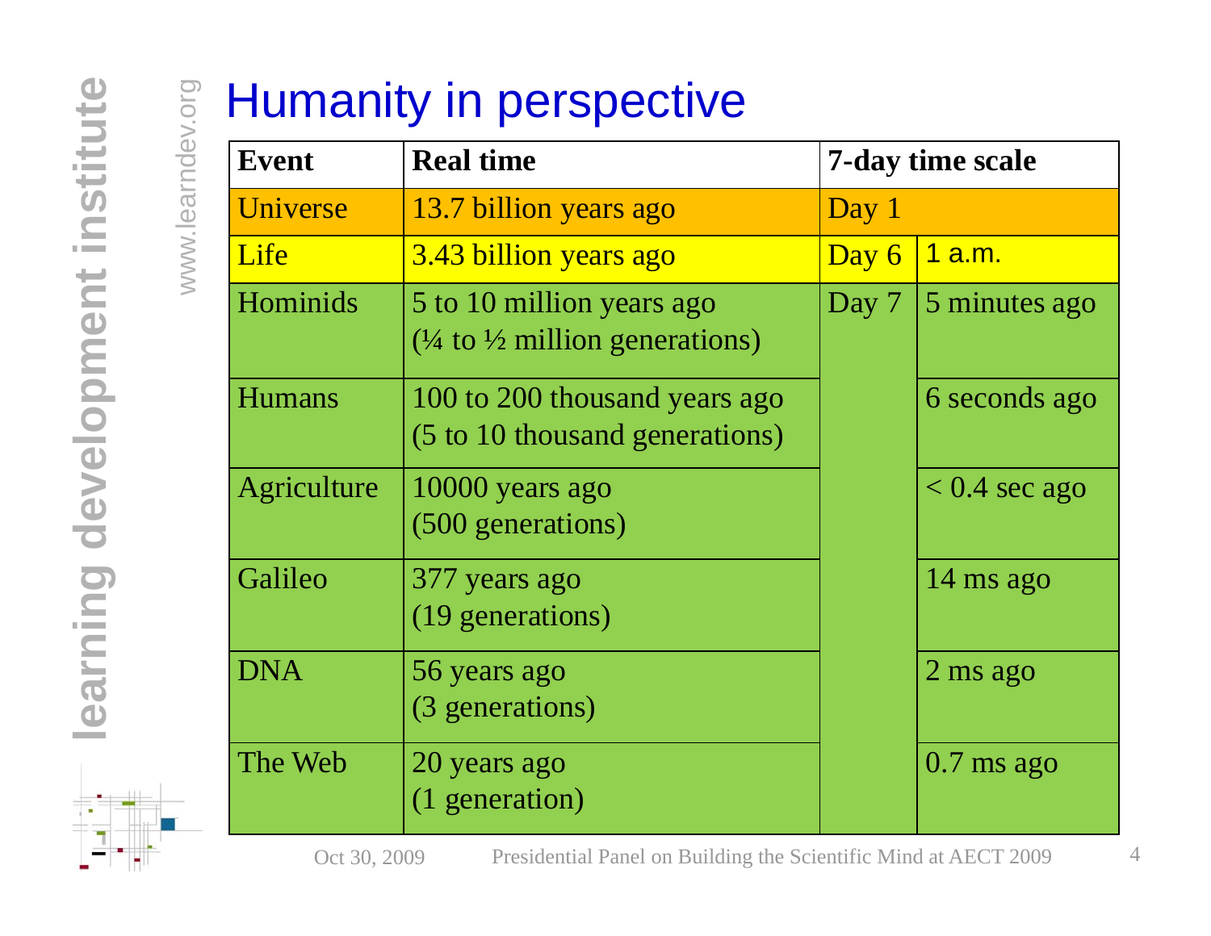# Humanity in perspective

| Event | Real time | 7-day time scale | |
|---|---|---|---|
| Universe | 13.7 billion years ago | Day 1 | |
| Life | 3.43 billion years ago | Day 6 | 1 a.m. |
| Hominids | 5 to 10 million years ago (¼ to ½ million generations) | Day 7 | 5 minutes ago |
| Humans | 100 to 200 thousand years ago (5 to 10 thousand generations) | | 6 seconds ago |
| Agriculture | 10000 years ago (500 generations) | | < 0.4 sec ago |
| Galileo | 377 years ago (19 generations) | | 14 ms ago |
| DNA | 56 years ago (3 generations) | | 2 ms ago |
| The Web | 20 years ago (1 generation) | | 0.7 ms ago |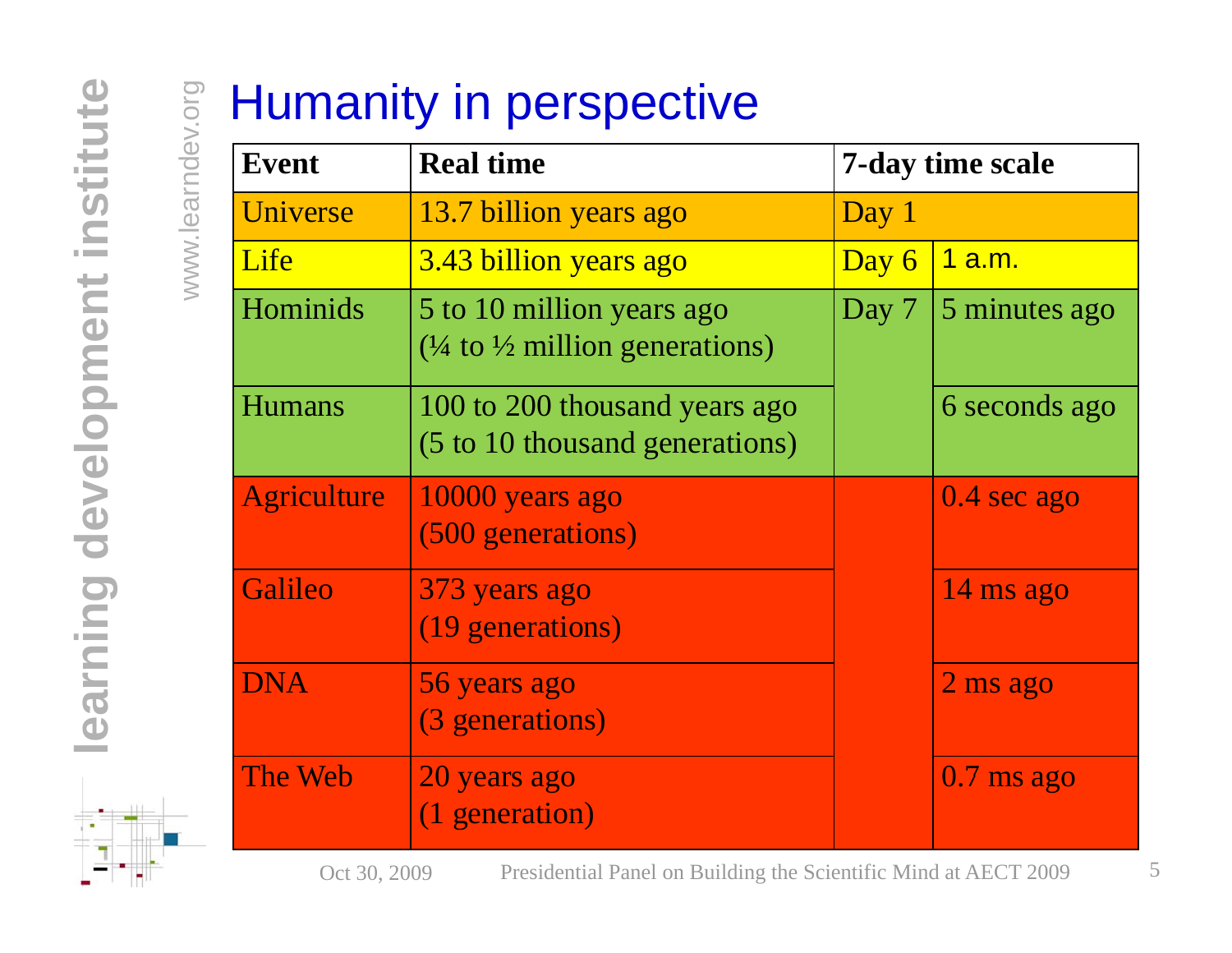# Humanity in perspective

| Event | Real time | 7-day time scale | |
|---|---|---|---|
| Universe | 13.7 billion years ago | Day 1 | |
| Life | 3.43 billion years ago | Day 6 | 1 a.m. |
| Hominids | 5 to 10 million years ago (¼ to ½ million generations) | Day 7 | 5 minutes ago |
| Humans | 100 to 200 thousand years ago (5 to 10 thousand generations) | | 6 seconds ago |
| Agriculture | 10000 years ago (500 generations) | | 0.4 sec ago |
| Galileo | 373 years ago (19 generations) | | 14 ms ago |
| DNA | 56 years ago (3 generations) | | 2 ms ago |
| The Web | 20 years ago (1 generation) | | 0.7 ms ago |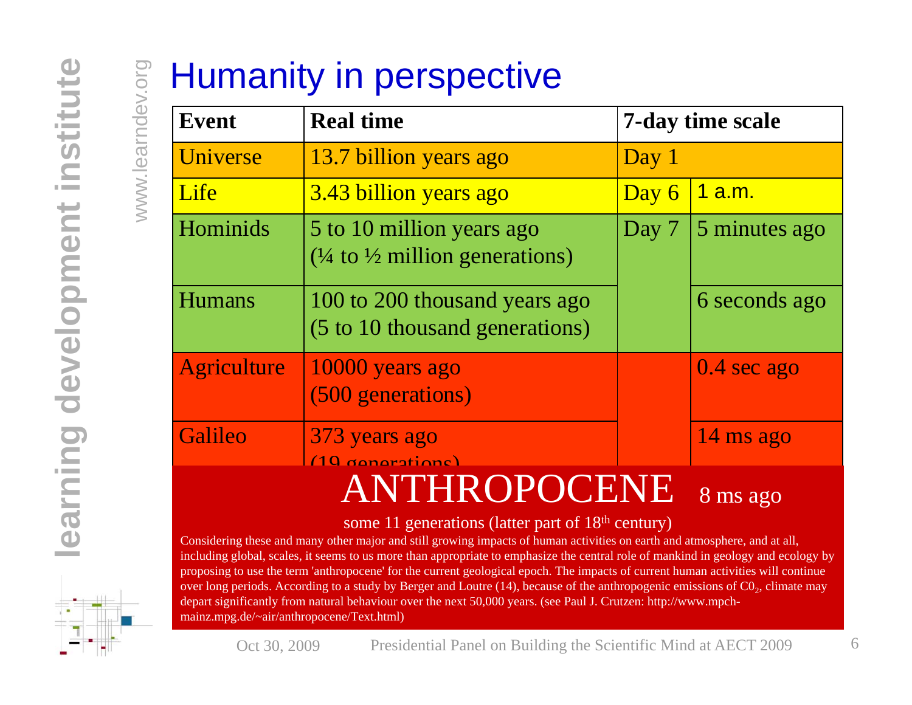# Humanity in perspective

| Event | Real time | 7-day time scale | |
|---|---|---|---|
| Universe | 13.7 billion years ago | Day 1 | |
| Life | 3.43 billion years ago | Day 6 | 1 a.m. |
| Hominids | 5 to 10 million years ago (¼ to ½ million generations) | Day 7 | 5 minutes ago |
| Humans | 100 to 200 thousand years ago (5 to 10 thousand generations) | | 6 seconds ago |
| Agriculture | 10000 years ago (500 generations) | | 0.4 sec ago |
| Galileo | 373 years ago (19 generations) | | 14 ms ago |

## ANTHROPOCENE 8 ms ago

some 11 generations (latter part of 18th century)

Considering these and many other major and still growing impacts of human activities on earth and atmosphere, and at all, including global, scales, it seems to us more than appropriate to emphasize the central role of mankind in geology and ecology by proposing to use the term 'anthropocene' for the current geological epoch. The impacts of current human activities will continue over long periods. According to a study by Berger and Loutre (14), because of the anthropogenic emissions of $C0_2$, climate may depart significantly from natural behaviour over the next 50,000 years. (see Paul J. Crutzen: http://www.mpch-mainz.mpg.de/~air/anthropocene/Text.html)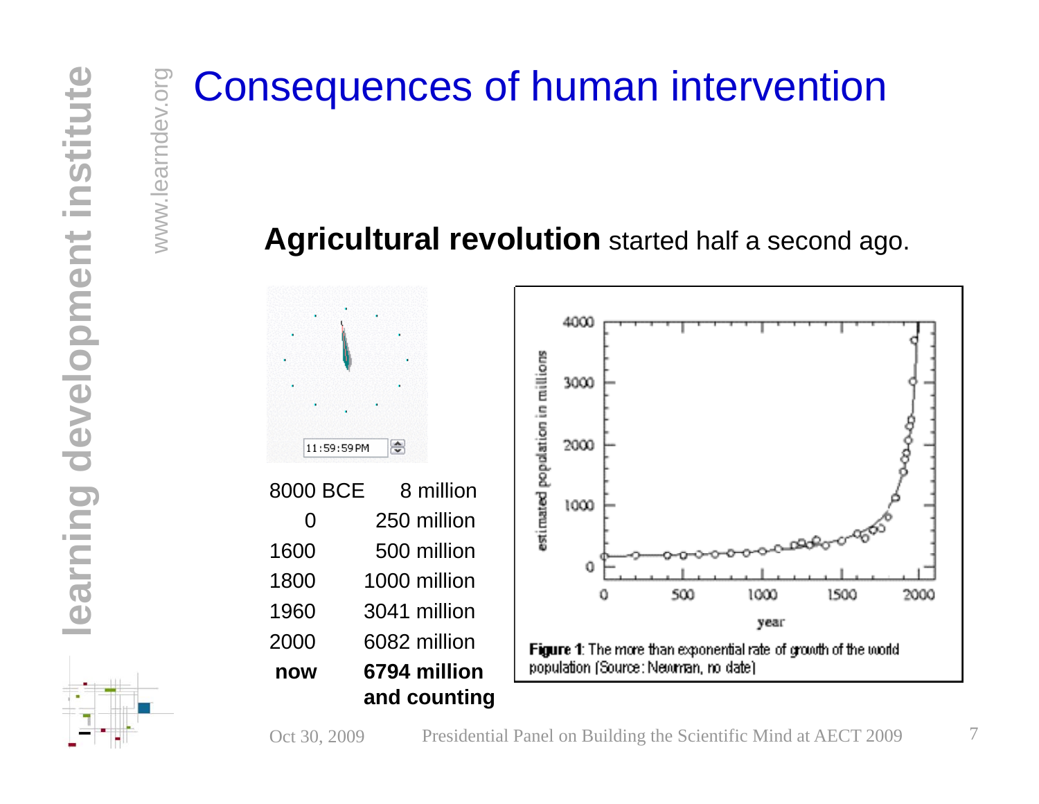# Consequences of human intervention

**Agricultural revolution** started half a second ago.

11:59:59 PM

| | |
|---|---|
| 8000 BCE | 8 million |
| 0 | 250 million |
| 1600 | 500 million |
| 1800 | 1000 million |
| 1960 | 3041 million |
| 2000 | 6082 million |
| **now** | **6794 million and counting** |

**Figure 1**: The more than exponential rate of growth of the world population (Source: Newman, no date)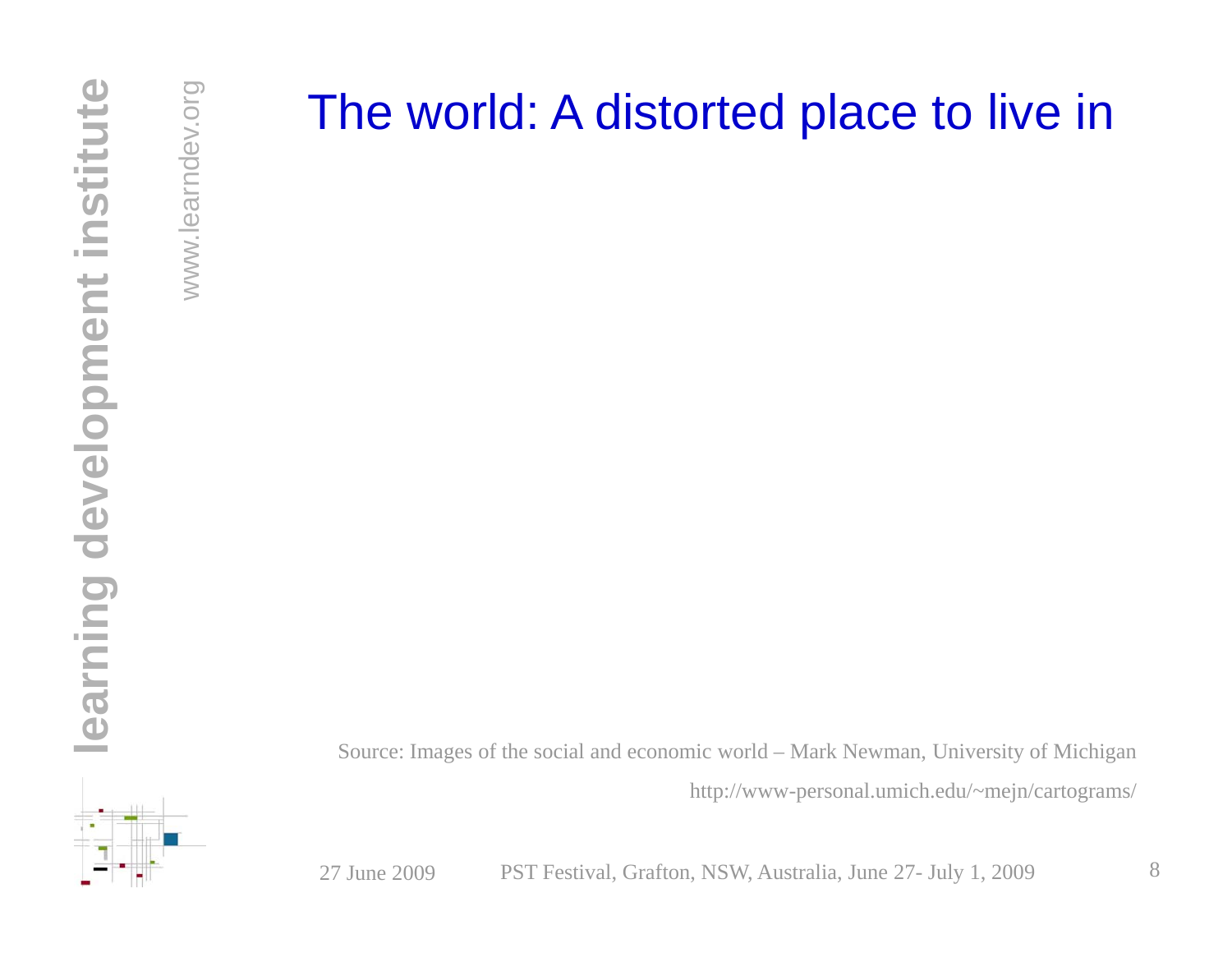# The world: A distorted place to live in

Source: Images of the social and economic world – Mark Newman, University of Michigan

http://www-personal.umich.edu/~mejn/cartograms/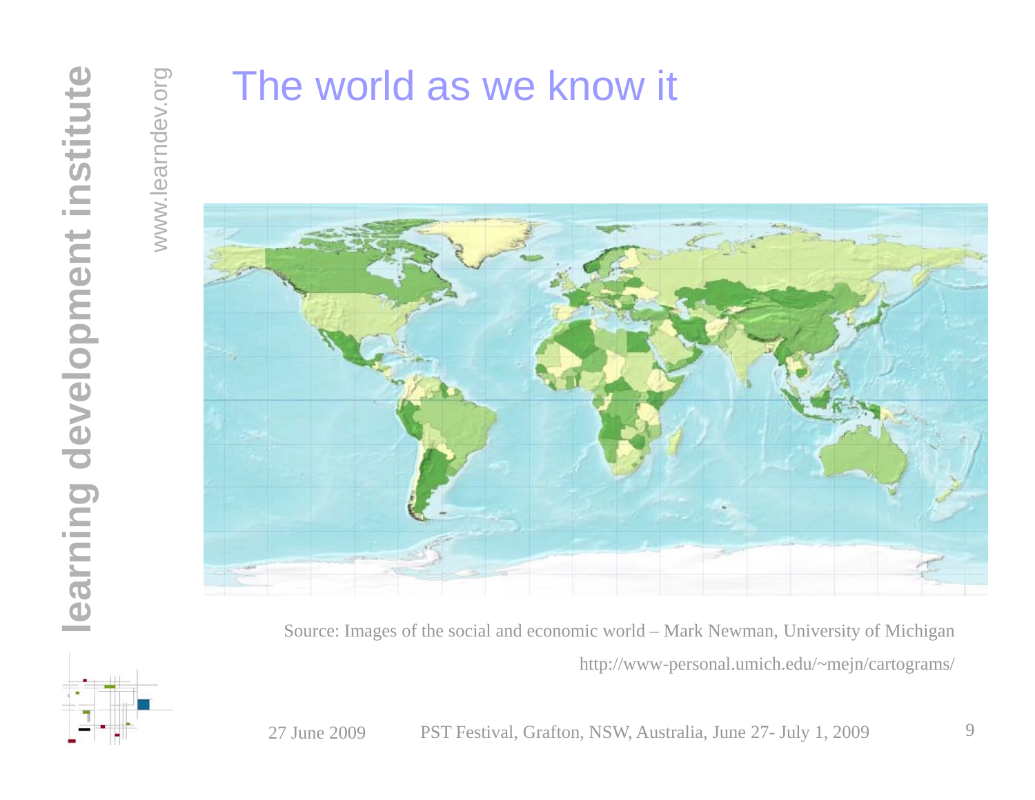# The world as we know it

Source: Images of the social and economic world – Mark Newman, University of Michigan

http://www-personal.umich.edu/~mejn/cartograms/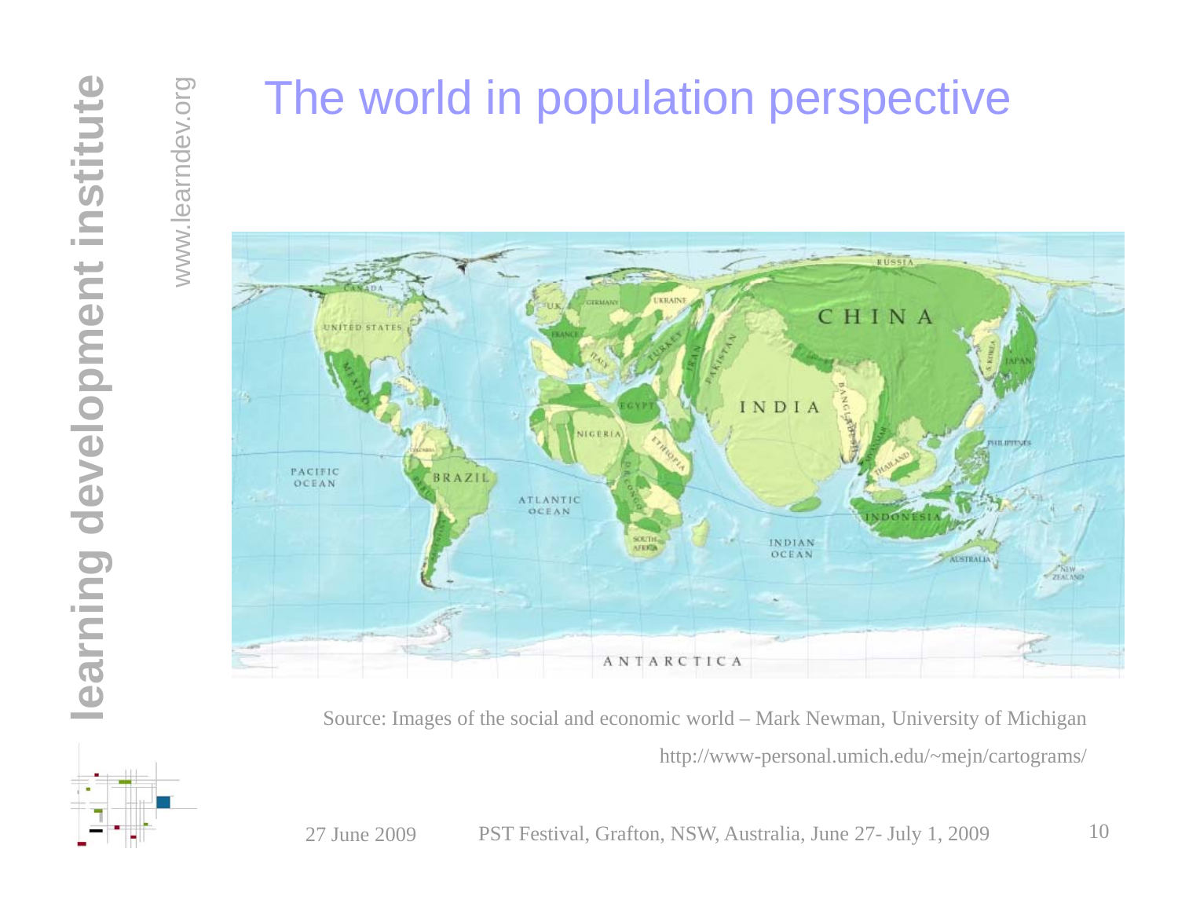# The world in population perspective

Source: Images of the social and economic world – Mark Newman, University of Michigan

http://www-personal.umich.edu/~mejn/cartograms/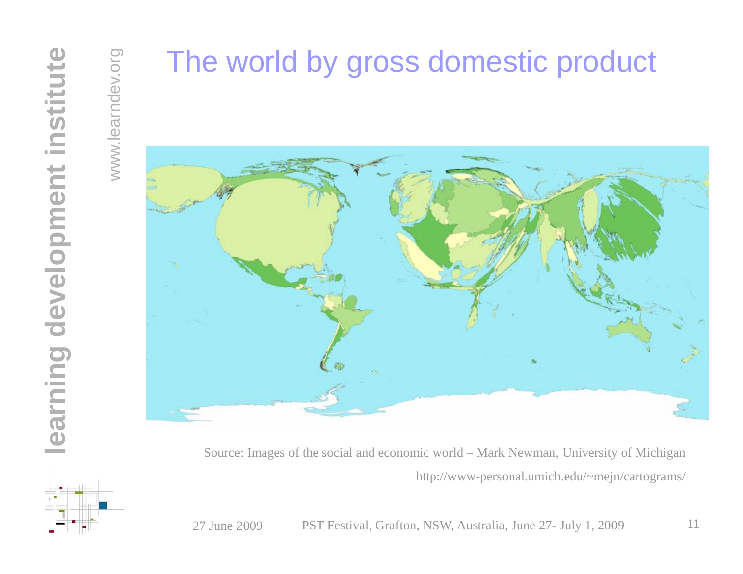# The world by gross domestic product

Source: Images of the social and economic world – Mark Newman, University of Michigan

http://www-personal.umich.edu/~mejn/cartograms/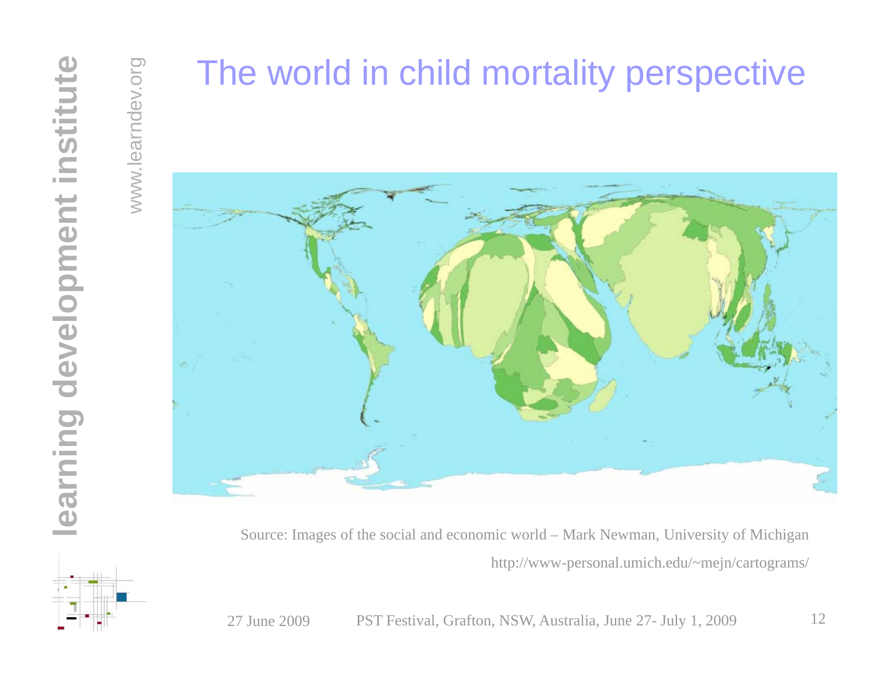# The world in child mortality perspective

Source: Images of the social and economic world – Mark Newman, University of Michigan

http://www-personal.umich.edu/~mejn/cartograms/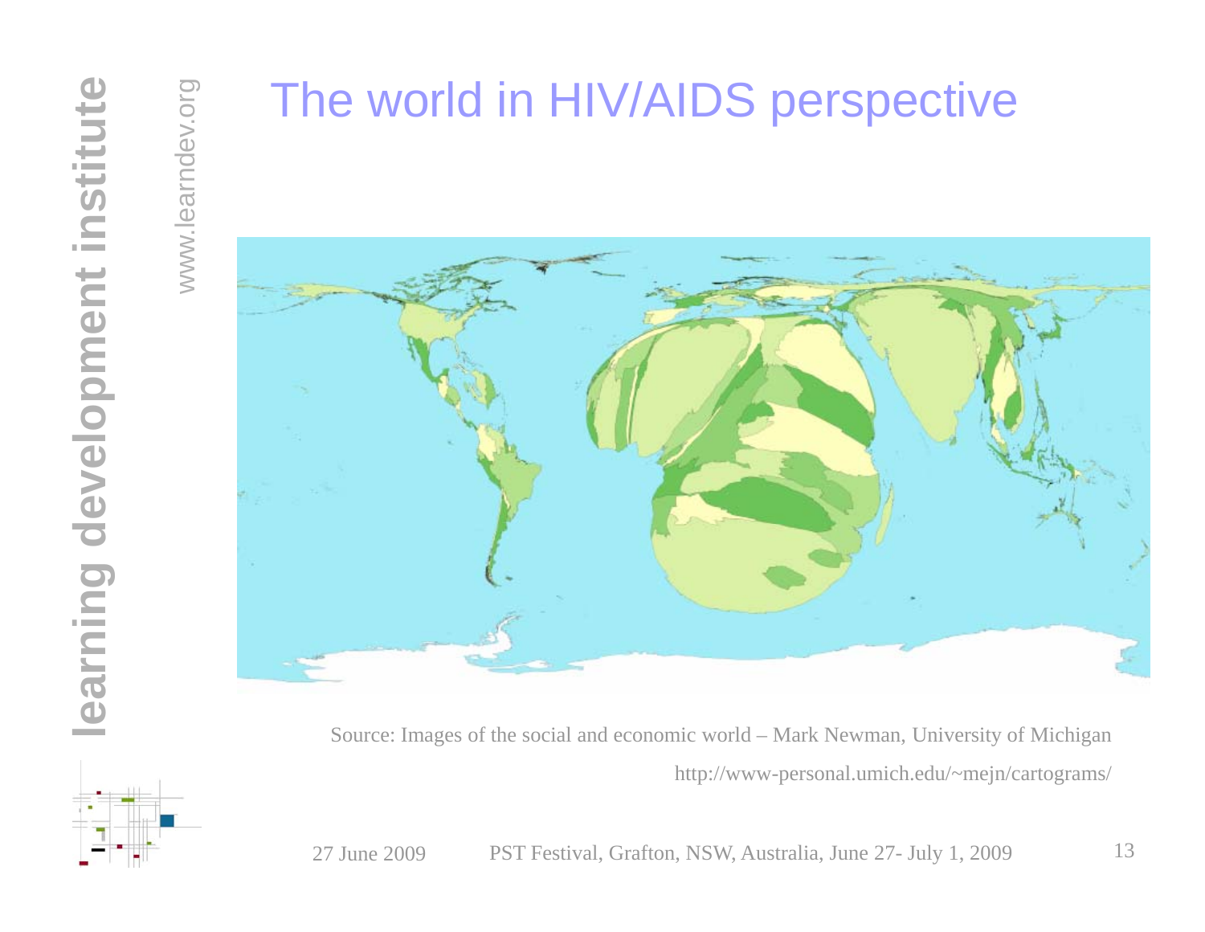# The world in HIV/AIDS perspective

Source: Images of the social and economic world – Mark Newman, University of Michigan

http://www-personal.umich.edu/~mejn/cartograms/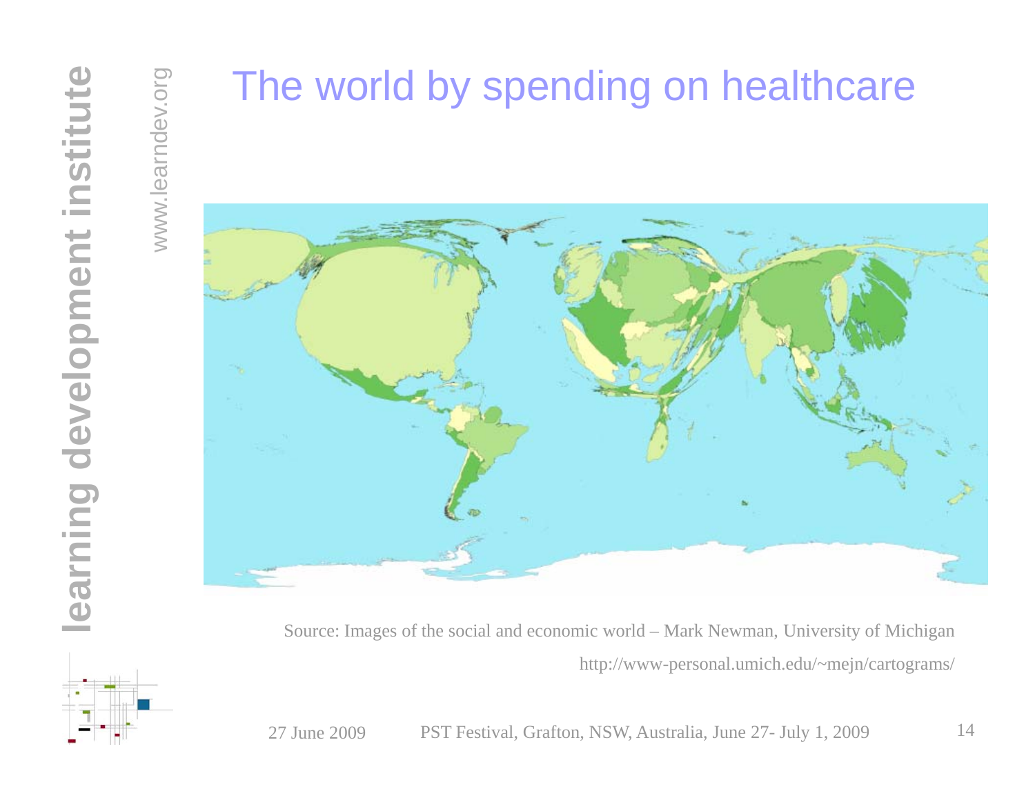# The world by spending on healthcare

Source: Images of the social and economic world – Mark Newman, University of Michigan

http://www-personal.umich.edu/~mejn/cartograms/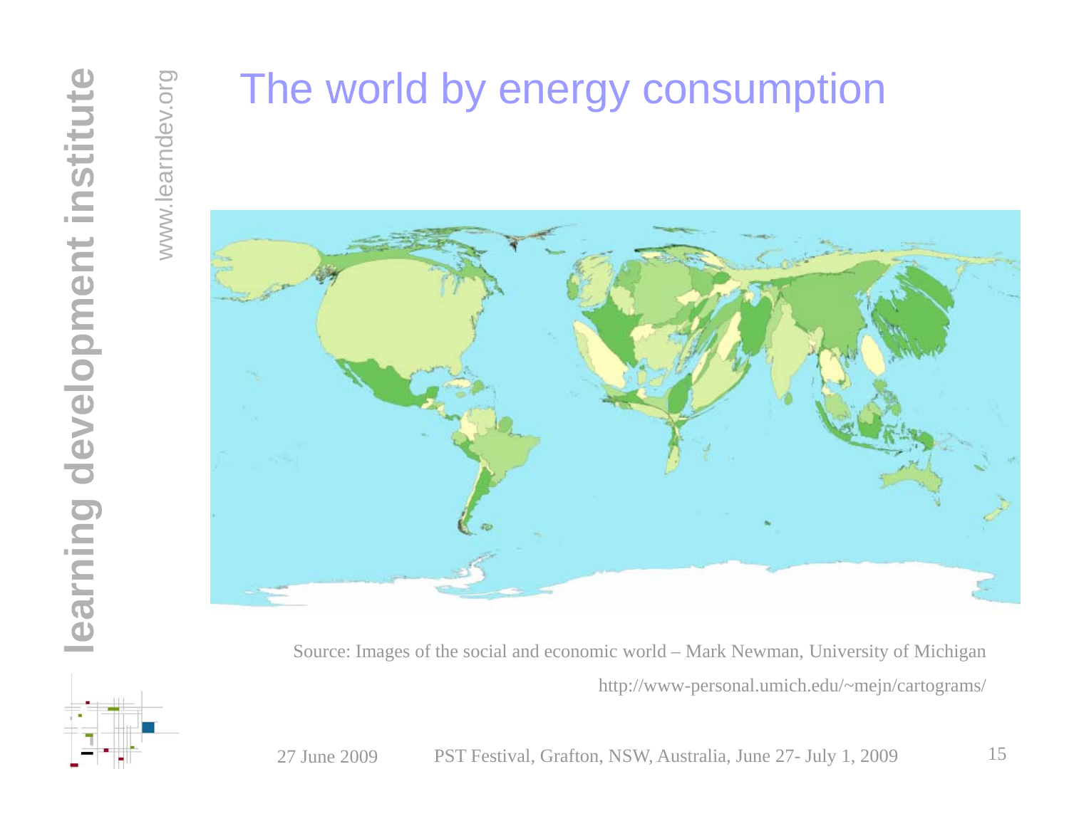# The world by energy consumption

Source: Images of the social and economic world – Mark Newman, University of Michigan

http://www-personal.umich.edu/~mejn/cartograms/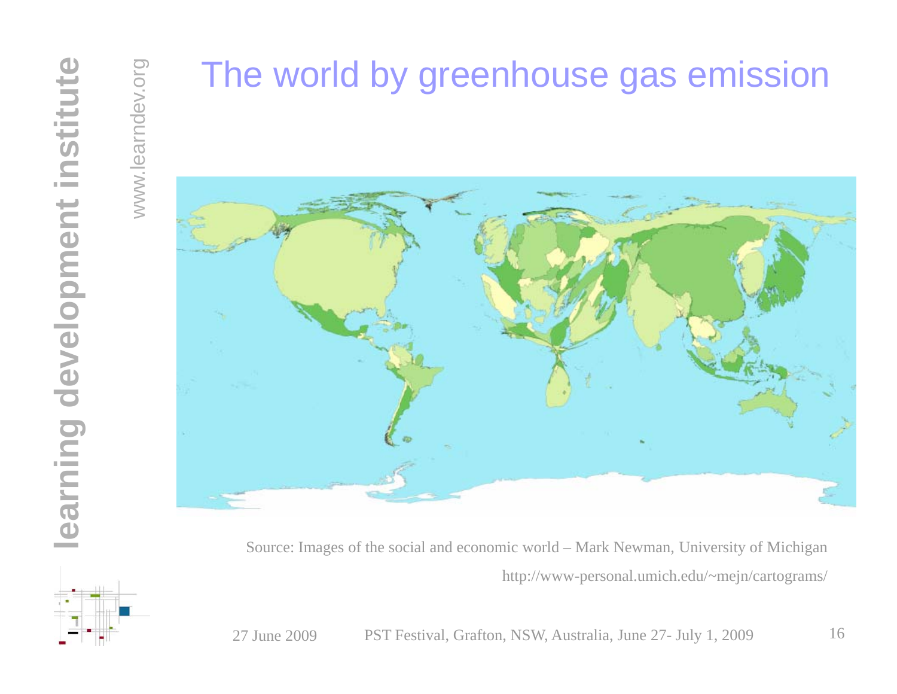# The world by greenhouse gas emission

Source: Images of the social and economic world – Mark Newman, University of Michigan

http://www-personal.umich.edu/~mejn/cartograms/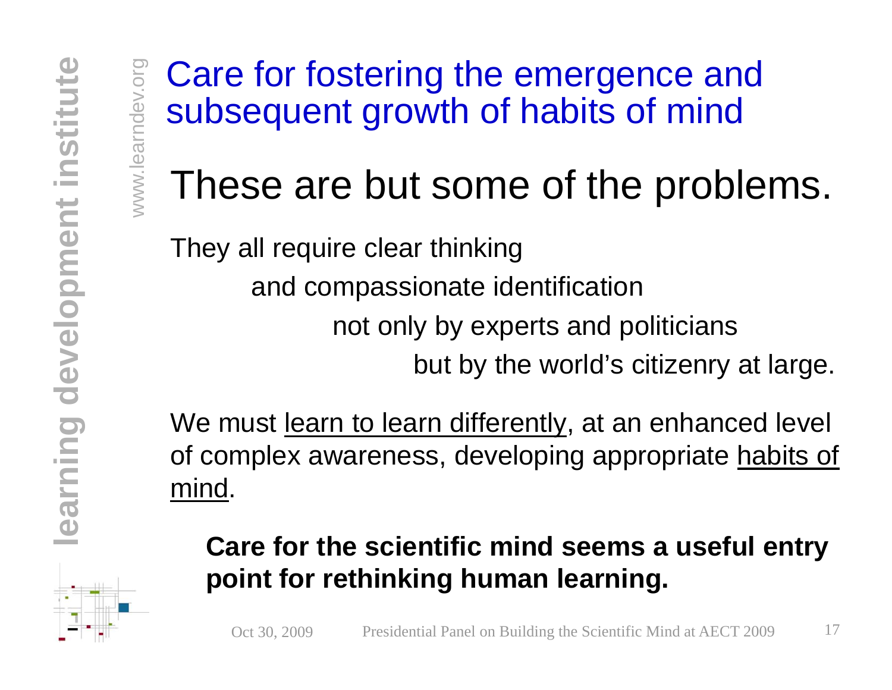## Care for fostering the emergence and subsequent growth of habits of mind

# These are but some of the problems.

They all require clear thinking
and compassionate identification
not only by experts and politicians
but by the world's citizenry at large.

We must learn to learn differently, at an enhanced level of complex awareness, developing appropriate habits of mind.

**Care for the scientific mind seems a useful entry point for rethinking human learning.**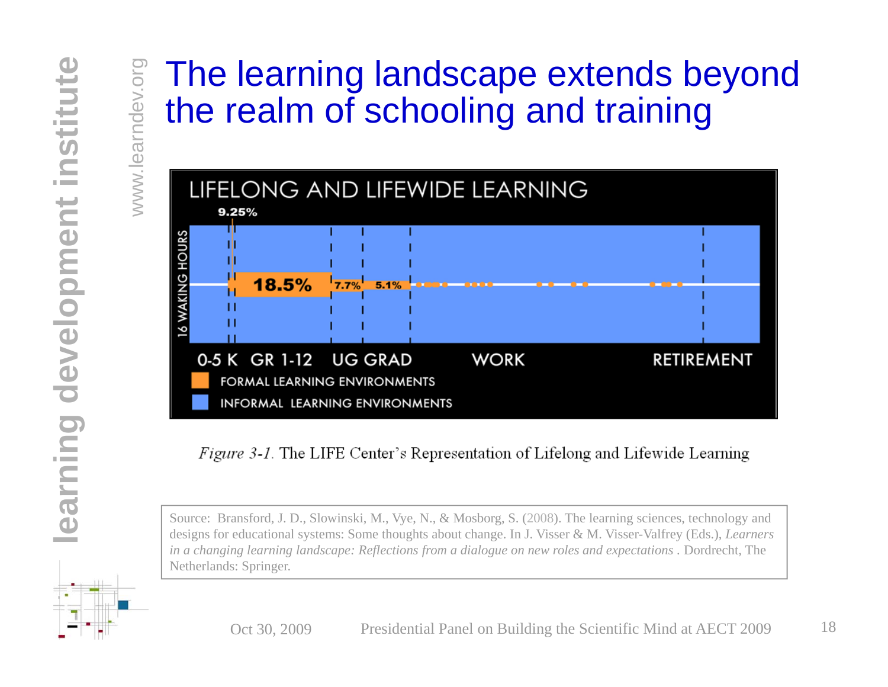# The learning landscape extends beyond the realm of schooling and training

LIFELONG AND LIFEWIDE LEARNING

9.25%

16 WAKING HOURS

18.5% 7.7% 5.1%

0-5 K GR 1-12 UG GRAD WORK RETIREMENT

FORMAL LEARNING ENVIRONMENTS

INFORMAL LEARNING ENVIRONMENTS

*Figure 3-1.* The LIFE Center's Representation of Lifelong and Lifewide Learning

Source: Bransford, J. D., Slowinski, M., Vye, N., & Mosborg, S. (2008). The learning sciences, technology and designs for educational systems: Some thoughts about change. In J. Visser & M. Visser-Valfrey (Eds.), *Learners in a changing learning landscape: Reflections from a dialogue on new roles and expectations* . Dordrecht, The Netherlands: Springer.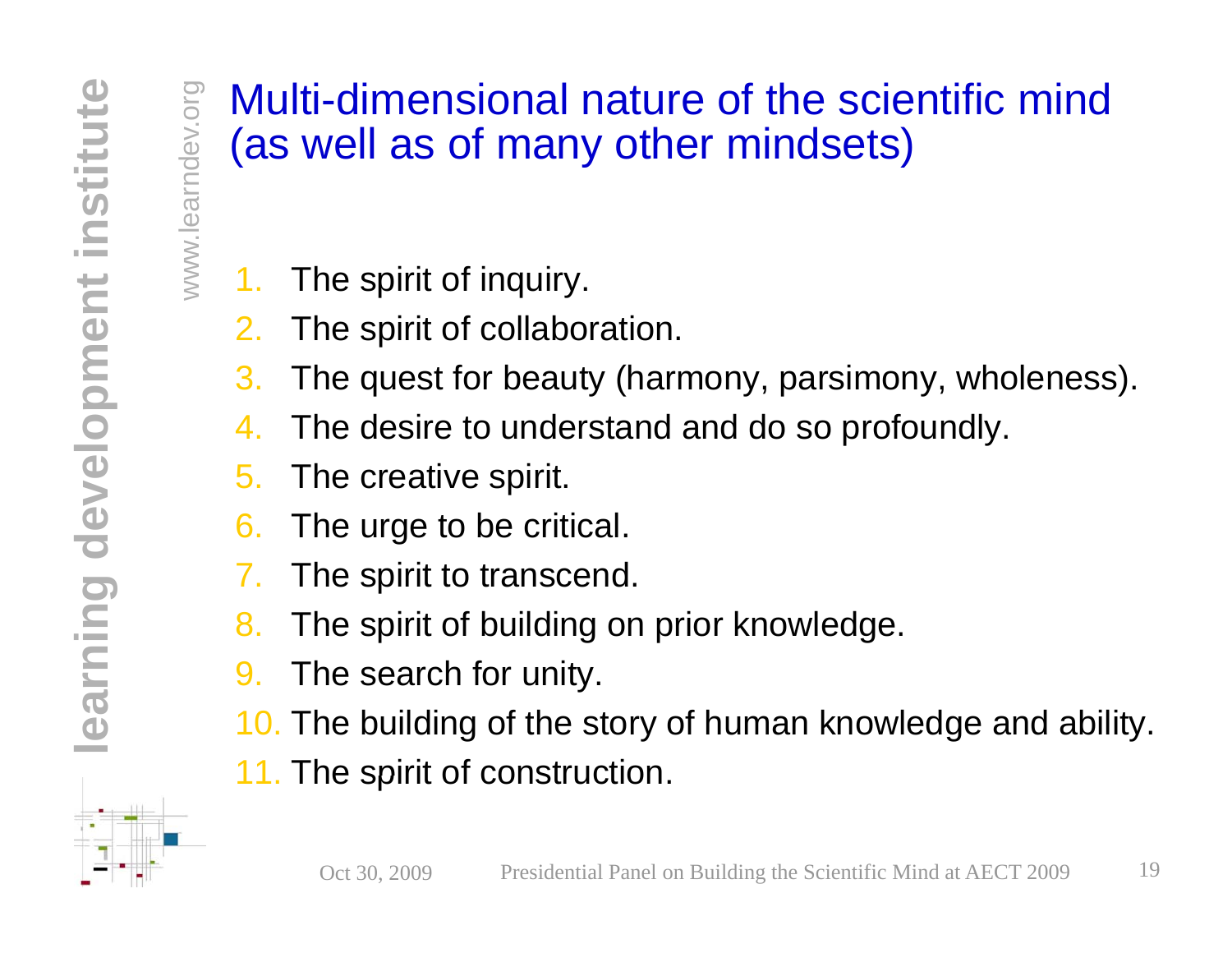# Multi-dimensional nature of the scientific mind (as well as of many other mindsets)

1. The spirit of inquiry.
2. The spirit of collaboration.
3. The quest for beauty (harmony, parsimony, wholeness).
4. The desire to understand and do so profoundly.
5. The creative spirit.
6. The urge to be critical.
7. The spirit to transcend.
8. The spirit of building on prior knowledge.
9. The search for unity.
10. The building of the story of human knowledge and ability.
11. The spirit of construction.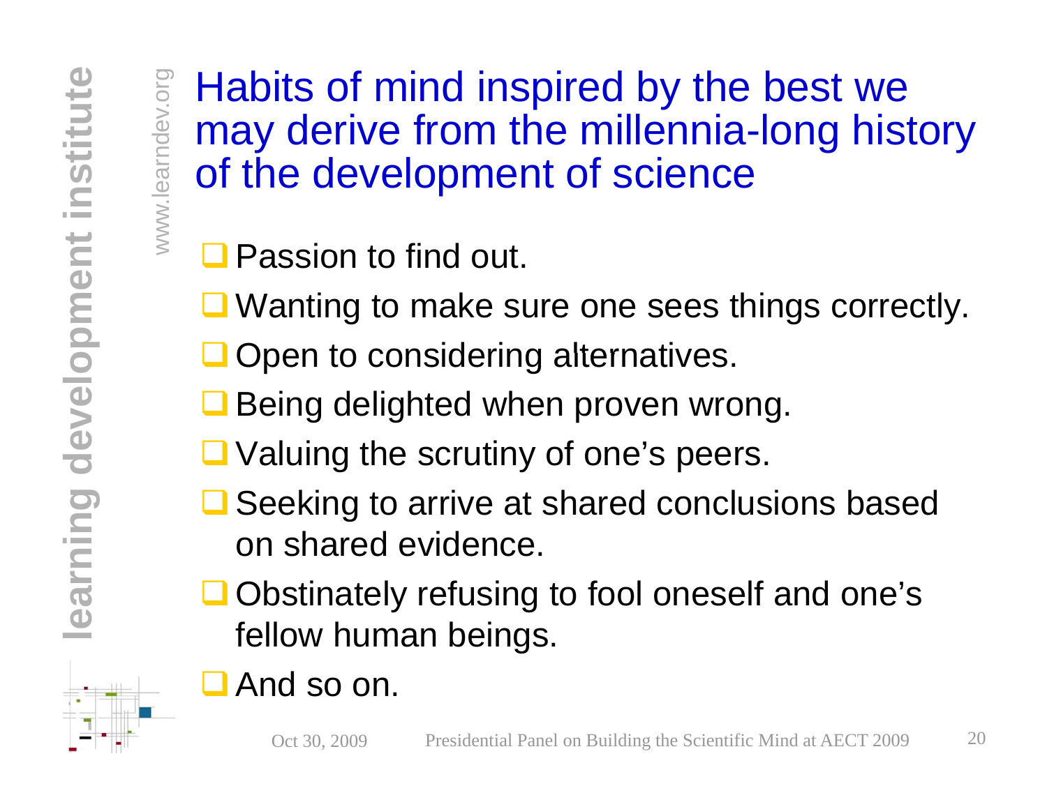# Habits of mind inspired by the best we may derive from the millennia-long history of the development of science

- Passion to find out.
- Wanting to make sure one sees things correctly.
- Open to considering alternatives.
- Being delighted when proven wrong.
- Valuing the scrutiny of one's peers.
- Seeking to arrive at shared conclusions based on shared evidence.
- Obstinately refusing to fool oneself and one's fellow human beings.
- And so on.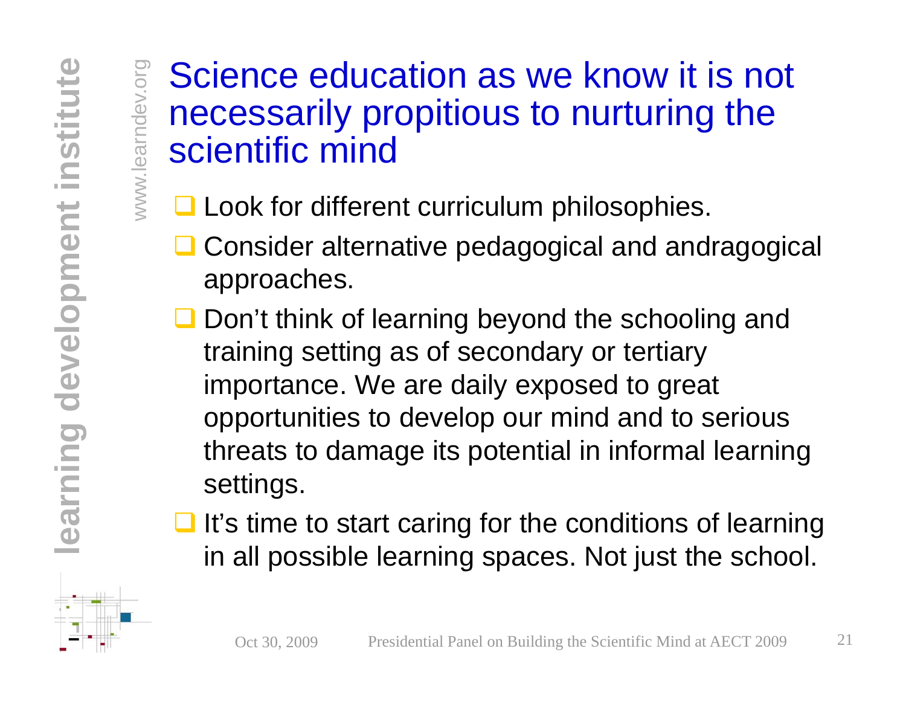# Science education as we know it is not necessarily propitious to nurturing the scientific mind

- Look for different curriculum philosophies.
- Consider alternative pedagogical and andragogical approaches.
- Don’t think of learning beyond the schooling and training setting as of secondary or tertiary importance. We are daily exposed to great opportunities to develop our mind and to serious threats to damage its potential in informal learning settings.
- It’s time to start caring for the conditions of learning in all possible learning spaces. Not just the school.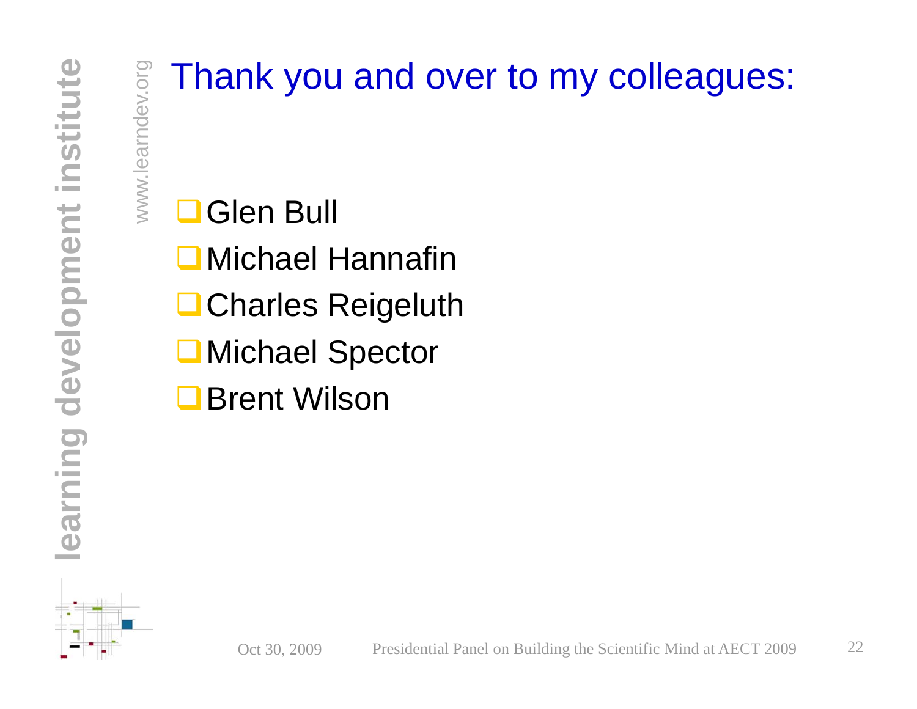# Thank you and over to my colleagues:

- Glen Bull
- Michael Hannafin
- Charles Reigeluth
- Michael Spector
- Brent Wilson